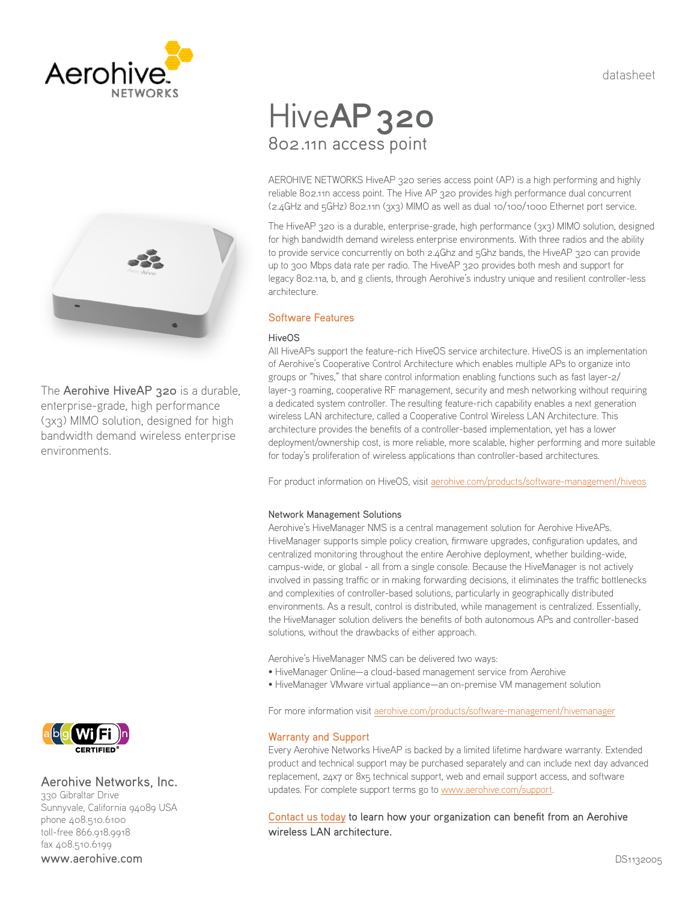datasheet

# HiveAP 320

## 802.11n access point

AEROHIVE NETWORKS HiveAP 320 series access point (AP) is a high performing and highly reliable 802.11n access point. The Hive AP 320 provides high performance dual concurrent (2.4GHz and 5GHz) 802.11n (3x3) MIMO as well as dual 10/100/1000 Ethernet port service.

The HiveAP 320 is a durable, enterprise-grade, high performance (3x3) MIMO solution, designed for high bandwidth demand wireless enterprise environments. With three radios and the ability to provide service concurrently on both 2.4Ghz and 5Ghz bands, the HiveAP 320 can provide up to 300 Mbps data rate per radio. The HiveAP 320 provides both mesh and support for legacy 802.11a, b, and g clients, through Aerohive's industry unique and resilient controller-less architecture.

The **Aerohive HiveAP 320** is a durable, enterprise-grade, high performance (3x3) MIMO solution, designed for high bandwidth demand wireless enterprise environments.

### Software Features

#### HiveOS

All HiveAPs support the feature-rich HiveOS service architecture. HiveOS is an implementation of Aerohive's Cooperative Control Architecture which enables multiple APs to organize into groups or "hives," that share control information enabling functions such as fast layer-2/layer-3 roaming, cooperative RF management, security and mesh networking without requiring a dedicated system controller. The resulting feature-rich capability enables a next generation wireless LAN architecture, called a Cooperative Control Wireless LAN Architecture. This architecture provides the benefits of a controller-based implementation, yet has a lower deployment/ownership cost, is more reliable, more scalable, higher performing and more suitable for today's proliferation of wireless applications than controller-based architectures.

For product information on HiveOS, visit aerohive.com/products/software-management/hiveos

#### Network Management Solutions

Aerohive's HiveManager NMS is a central management solution for Aerohive HiveAPs. HiveManager supports simple policy creation, firmware upgrades, configuration updates, and centralized monitoring throughout the entire Aerohive deployment, whether building-wide, campus-wide, or global - all from a single console. Because the HiveManager is not actively involved in passing traffic or in making forwarding decisions, it eliminates the traffic bottlenecks and complexities of controller-based solutions, particularly in geographically distributed environments. As a result, control is distributed, while management is centralized. Essentially, the HiveManager solution delivers the benefits of both autonomous APs and controller-based solutions, without the drawbacks of either approach.

Aerohive's HiveManager NMS can be delivered two ways:

- HiveManager Online—a cloud-based management service from Aerohive
- HiveManager VMware virtual appliance—an on-premise VM management solution

For more information visit aerohive.com/products/software-management/hivemanager

### Warranty and Support

Every Aerohive Networks HiveAP is backed by a limited lifetime hardware warranty. Extended product and technical support may be purchased separately and can include next day advanced replacement, 24x7 or 8x5 technical support, web and email support access, and software updates. For complete support terms go to www.aerohive.com/support.

Contact us today to learn how your organization can benefit from an Aerohive wireless LAN architecture.

**Aerohive Networks, Inc.**
330 Gibraltar Drive
Sunnyvale, California 94089 USA
phone 408.510.6100
toll-free 866.918.9918
fax 408.510.6199
www.aerohive.com

DS1132005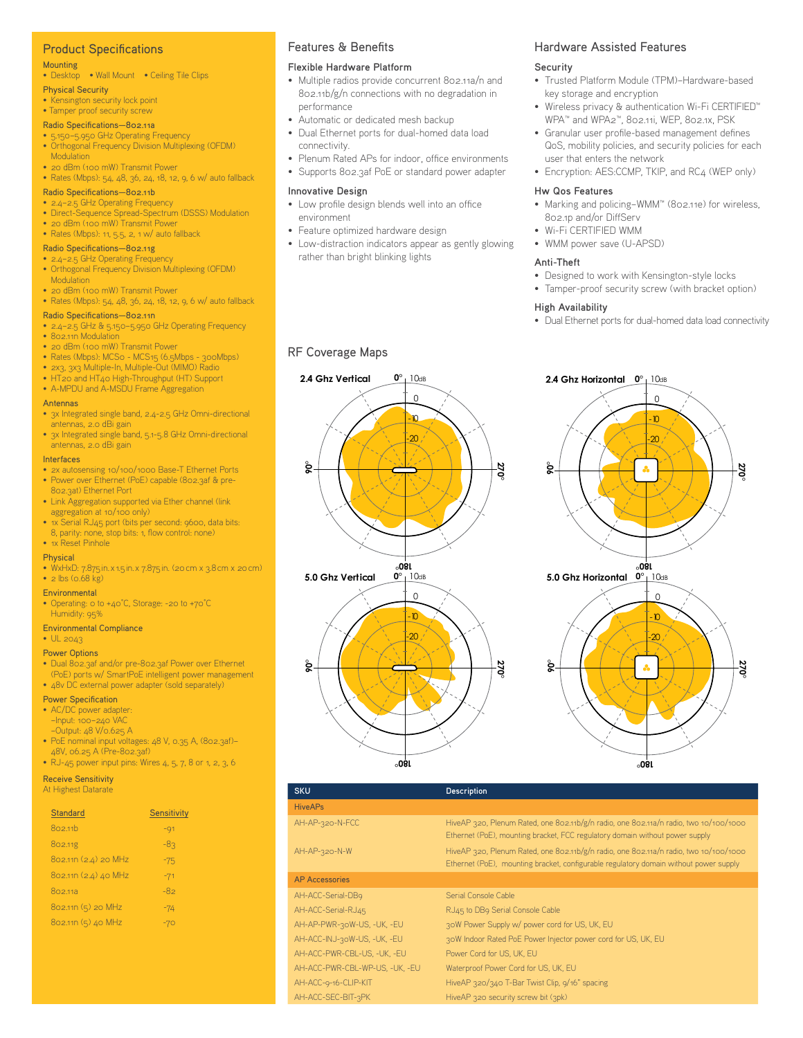## Product Specifications

### Mounting
- Desktop • Wall Mount • Ceiling Tile Clips

### Physical Security
- Kensington security lock point
- Tamper proof security screw

### Radio Specifications—802.11a
- 5.150–5.950 GHz Operating Frequency
- Orthogonal Frequency Division Multiplexing (OFDM) Modulation
- 20 dBm (100 mW) Transmit Power
- Rates (Mbps): 54, 48, 36, 24, 18, 12, 9, 6 w/ auto fallback

### Radio Specifications—802.11b
- 2.4–2.5 GHz Operating Frequency
- Direct-Sequence Spread-Spectrum (DSSS) Modulation
- 20 dBm (100 mW) Transmit Power
- Rates (Mbps): 11, 5.5, 2, 1 w/ auto fallback

### Radio Specifications—802.11g
- 2.4–2.5 GHz Operating Frequency
- Orthogonal Frequency Division Multiplexing (OFDM) Modulation
- 20 dBm (100 mW) Transmit Power
- Rates (Mbps): 54, 48, 36, 24, 18, 12, 9, 6 w/ auto fallback

### Radio Specifications—802.11n
- 2.4–2.5 GHz & 5.150–5.950 GHz Operating Frequency
- 802.11n Modulation
- 20 dBm (100 mW) Transmit Power
- Rates (Mbps): MCS0 - MCS15 (6.5Mbps - 300Mbps)
- 2x3, 3x3 Multiple-In, Multiple-Out (MIMO) Radio
- HT20 and HT40 High-Throughput (HT) Support
- A-MPDU and A-MSDU Frame Aggregation

### Antennas
- 3x Integrated single band, 2.4-2.5 GHz Omni-directional antennas, 2.0 dBi gain
- 3x Integrated single band, 5.1-5.8 GHz Omni-directional antennas, 2.0 dBi gain

### Interfaces
- 2x autosensing 10/100/1000 Base-T Ethernet Ports
- Power over Ethernet (PoE) capable (802.3af & pre-802.3at) Ethernet Port
- Link Aggregation supported via Ether channel (link aggregation at 10/100 only)
- 1x Serial RJ45 port (bits per second: 9600, data bits: 8, parity: none, stop bits: 1, flow control: none)
- 1x Reset Pinhole

### Physical
- WxHxD: 7.875 in. x 1.5 in. x 7.875 in. (20 cm x 3.8 cm x 20 cm)
- 2 lbs (0.68 kg)

### Environmental
- Operating: 0 to +40°C, Storage: -20 to +70°C Humidity: 95%

### Environmental Compliance
- UL 2043

### Power Options
- Dual 802.3af and/or pre-802.3af Power over Ethernet (PoE) ports w/ SmartPoE intelligent power management
- 48v DC external power adapter (sold separately)

### Power Specification
- AC/DC power adapter:
  –Input: 100–240 VAC
  –Output: 48 V/0.625 A
- PoE nominal input voltages: 48 V, 0.35 A, (802.3af)–48V, 06.25 A (Pre-802.3af)
- RJ-45 power input pins: Wires 4, 5, 7, 8 or 1, 2, 3, 6

### Receive Sensitivity
At Highest Datarate

| Standard | Sensitivity |
|---|---|
| 802.11b | -91 |
| 802.11g | -83 |
| 802.11n (2.4) 20 MHz | -75 |
| 802.11n (2.4) 40 MHz | -71 |
| 802.11a | -82 |
| 802.11n (5) 20 MHz | -74 |
| 802.11n (5) 40 MHz | -70 |

## Features & Benefits

### Flexible Hardware Platform
- Multiple radios provide concurrent 802.11a/n and 802.11b/g/n connections with no degradation in performance
- Automatic or dedicated mesh backup
- Dual Ethernet ports for dual-homed data load connectivity.
- Plenum Rated APs for indoor, office environments
- Supports 802.3af PoE or standard power adapter

### Innovative Design
- Low profile design blends well into an office environment
- Feature optimized hardware design
- Low-distraction indicators appear as gently glowing rather than bright blinking lights

## Hardware Assisted Features

### Security
- Trusted Platform Module (TPM)–Hardware-based key storage and encryption
- Wireless privacy & authentication Wi-Fi CERTIFIED™ WPA™ and WPA2™, 802.11i, WEP, 802.1x, PSK
- Granular user profile-based management defines QoS, mobility policies, and security policies for each user that enters the network
- Encryption: AES:CCMP, TKIP, and RC4 (WEP only)

### Hw Qos Features
- Marking and policing–WMM™ (802.11e) for wireless, 802.1p and/or DiffServ
- Wi-Fi CERTIFIED WMM
- WMM power save (U-APSD)

### Anti-Theft
- Designed to work with Kensington-style locks
- Tamper-proof security screw (with bracket option)

### High Availability
- Dual Ethernet ports for dual-homed data load connectivity

## RF Coverage Maps

2.4 Ghz Vertical
0° 10dB 0 -10 -20 90° 270° 180°

2.4 Ghz Horizontal
0° 10dB 0 -10 -20 90° 270° 180°

5.0 Ghz Vertical
0° 10dB 0 -10 -20 90° 270° 180°

5.0 Ghz Horizontal
0° 10dB 0 -10 -20 90° 270° 180°

| SKU | Description |
|---|---|
| **HiveAPs** | |
| AH-AP-320-N-FCC | HiveAP 320, Plenum Rated, one 802.11b/g/n radio, one 802.11a/n radio, two 10/100/1000 Ethernet (PoE), mounting bracket, FCC regulatory domain without power supply |
| AH-AP-320-N-W | HiveAP 320, Plenum Rated, one 802.11b/g/n radio, one 802.11a/n radio, two 10/100/1000 Ethernet (PoE), mounting bracket, configurable regulatory domain without power supply |
| **AP Accessories** | |
| AH-ACC-Serial-DB9 | Serial Console Cable |
| AH-ACC-Serial-RJ45 | RJ45 to DB9 Serial Console Cable |
| AH-AP-PWR-30W-US, -UK, -EU | 30W Power Supply w/ power cord for US, UK, EU |
| AH-ACC-INJ-30W-US, -UK, -EU | 30W Indoor Rated PoE Power Injector power cord for US, UK, EU |
| AH-ACC-PWR-CBL-US, -UK, -EU | Power Cord for US, UK, EU |
| AH-ACC-PWR-CBL-WP-US, -UK, -EU | Waterproof Power Cord for US, UK, EU |
| AH-ACC-9-16-CLIP-KIT | HiveAP 320/340 T-Bar Twist Clip, 9/16" spacing |
| AH-ACC-SEC-BIT-3PK | HiveAP 320 security screw bit (3pk) |